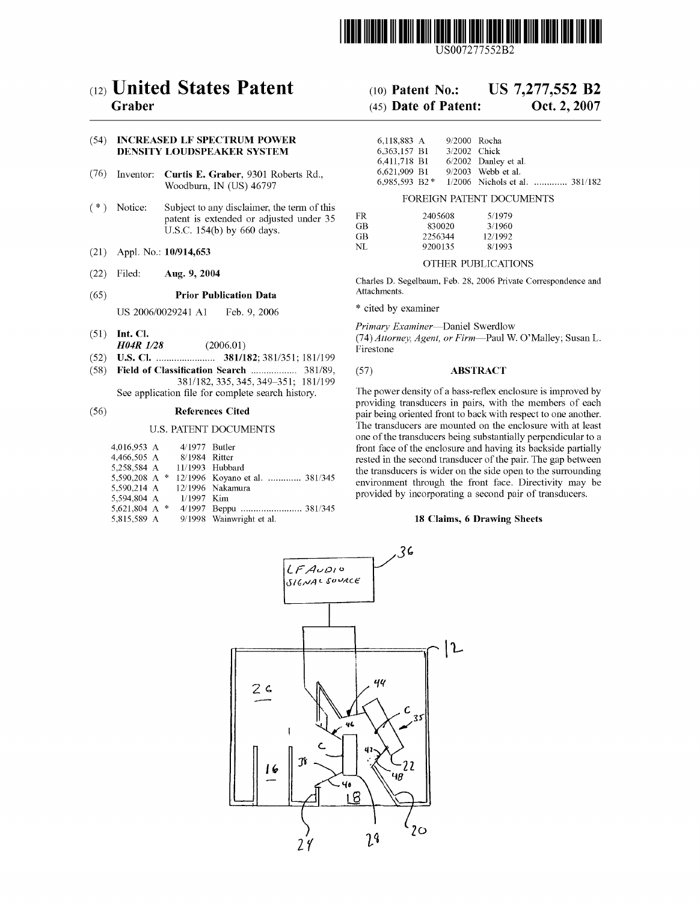US007277552B2

# (12) United States Patent
**Graber**

(10) **Patent No.: US 7,277,552 B2**

(45) **Date of Patent: Oct. 2, 2007**

(54) **INCREASED LF SPECTRUM POWER DENSITY LOUDSPEAKER SYSTEM**

(76) Inventor: **Curtis E. Graber**, 9301 Roberts Rd., Woodburn, IN (US) 46797

( * ) Notice: Subject to any disclaimer, the term of this patent is extended or adjusted under 35 U.S.C. 154(b) by 660 days.

(21) Appl. No.: **10/914,653**

(22) Filed: **Aug. 9, 2004**

(65) **Prior Publication Data**

US 2006/0029241 A1 Feb. 9, 2006

(51) **Int. Cl.**
***H04R 1/28*** (2006.01)

(52) **U.S. Cl.** ........................ **381/182**; 381/351; 181/199

(58) **Field of Classification Search** .................. 381/89, 381/182, 335, 345, 349–351; 181/199
See application file for complete search history.

(56) **References Cited**

U.S. PATENT DOCUMENTS

| | | |
|---|---|---|
| 4,016,953 A | 4/1977 | Butler |
| 4,466,505 A | 8/1984 | Ritter |
| 5,258,584 A | 11/1993 | Hubbard |
| 5,590,208 A * | 12/1996 | Koyano et al. ............. 381/345 |
| 5,590,214 A | 12/1996 | Nakamura |
| 5,594,804 A | 1/1997 | Kim |
| 5,621,804 A * | 4/1997 | Beppu ........................ 381/345 |
| 5,815,589 A | 9/1998 | Wainwright et al. |
| 6,118,883 A | 9/2000 | Rocha |
| 6,363,157 B1 | 3/2002 | Chick |
| 6,411,718 B1 | 6/2002 | Danley et al. |
| 6,621,909 B1 | 9/2003 | Webb et al. |
| 6,985,593 B2 * | 1/2006 | Nichols et al. ............. 381/182 |

FOREIGN PATENT DOCUMENTS

| | | |
|---|---|---|
| FR | 2405608 | 5/1979 |
| GB | 830020 | 3/1960 |
| GB | 2256344 | 12/1992 |
| NL | 9200135 | 8/1993 |

OTHER PUBLICATIONS

Charles D. Segelbaum, Feb. 28, 2006 Private Correspondence and Attachments.

\* cited by examiner

*Primary Examiner*—Daniel Swerdlow
(74) *Attorney, Agent, or Firm*—Paul W. O'Malley; Susan L. Firestone

(57) **ABSTRACT**

The power density of a bass-reflex enclosure is improved by providing transducers in pairs, with the members of each pair being oriented front to back with respect to one another. The transducers are mounted on the enclosure with at least one of the transducers being substantially perpendicular to a front face of the enclosure and having its backside partially rested in the second transducer of the pair. The gap between the transducers is wider on the side open to the surrounding environment through the front face. Directivity may be provided by incorporating a second pair of transducers.

**18 Claims, 6 Drawing Sheets**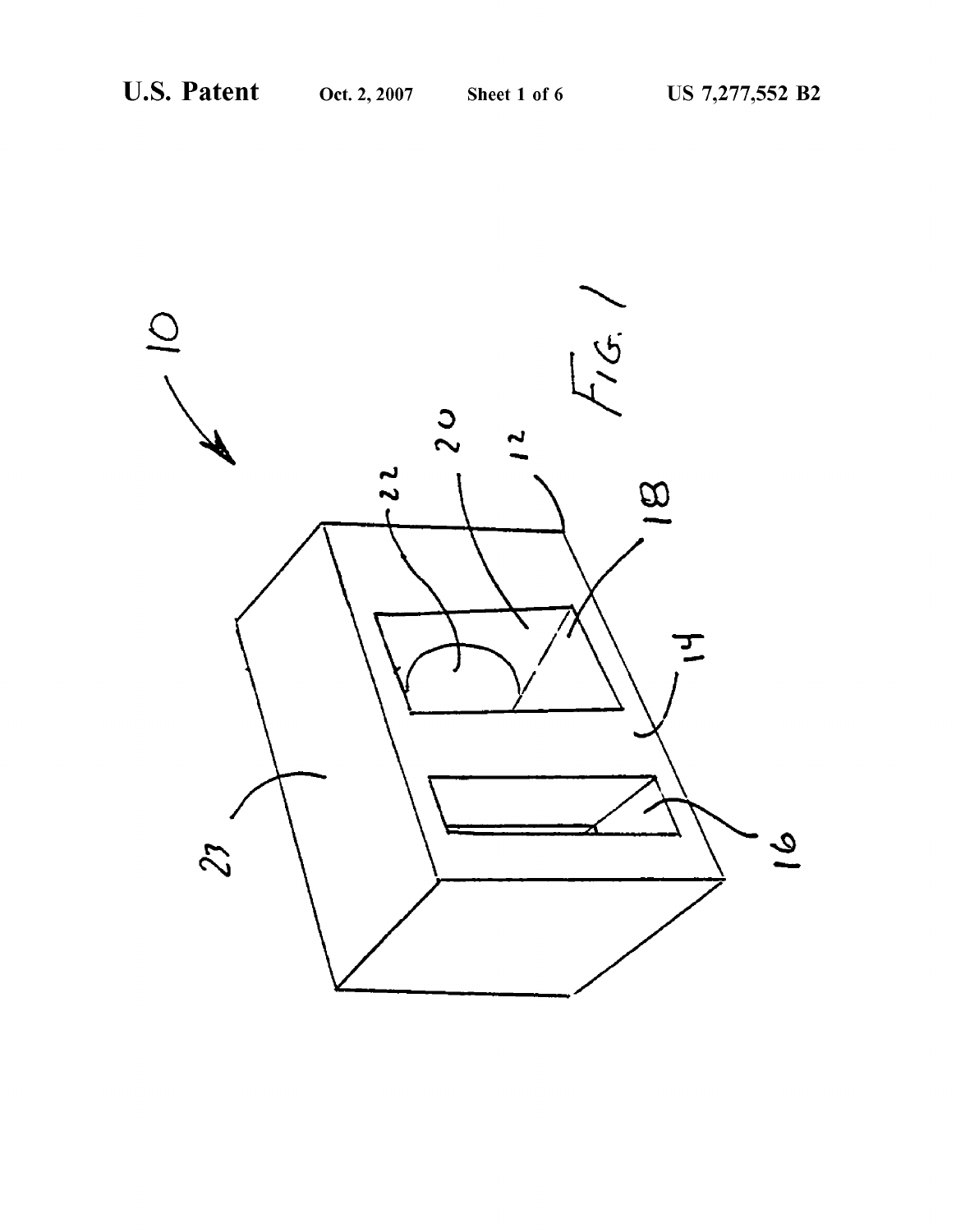FIG. 1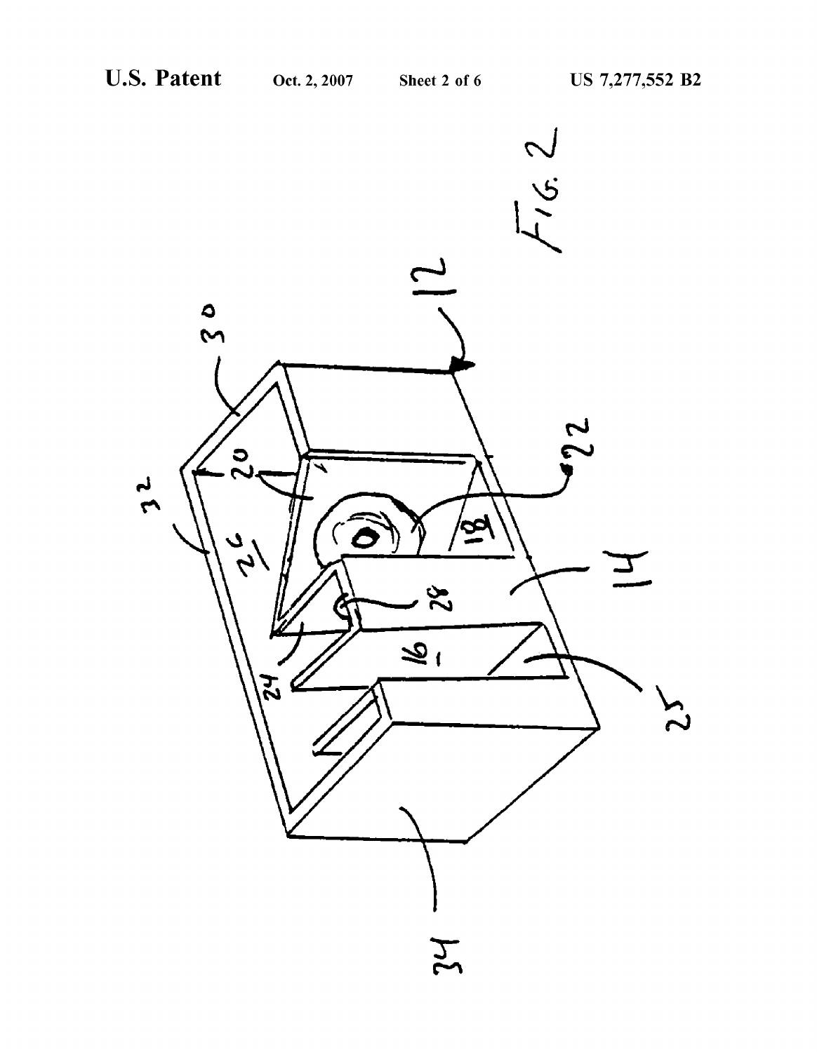FIG. 2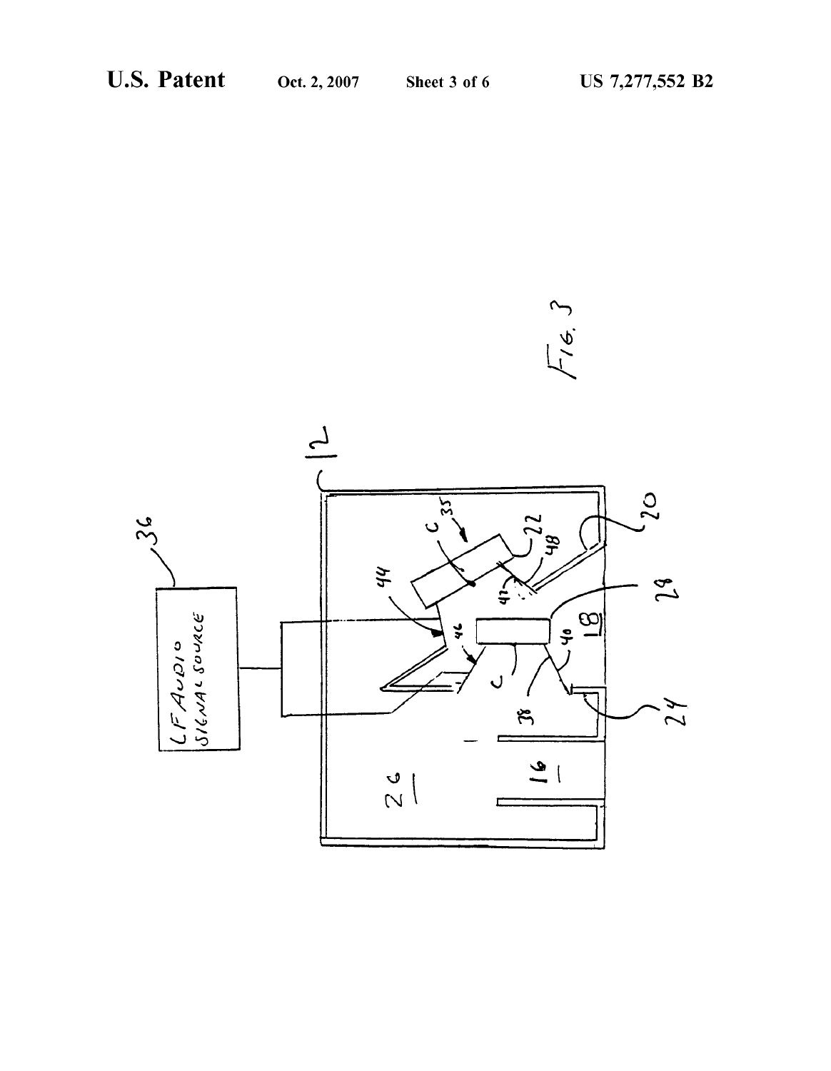LF AUDIO SIGNAL SOURCE

FIG. 3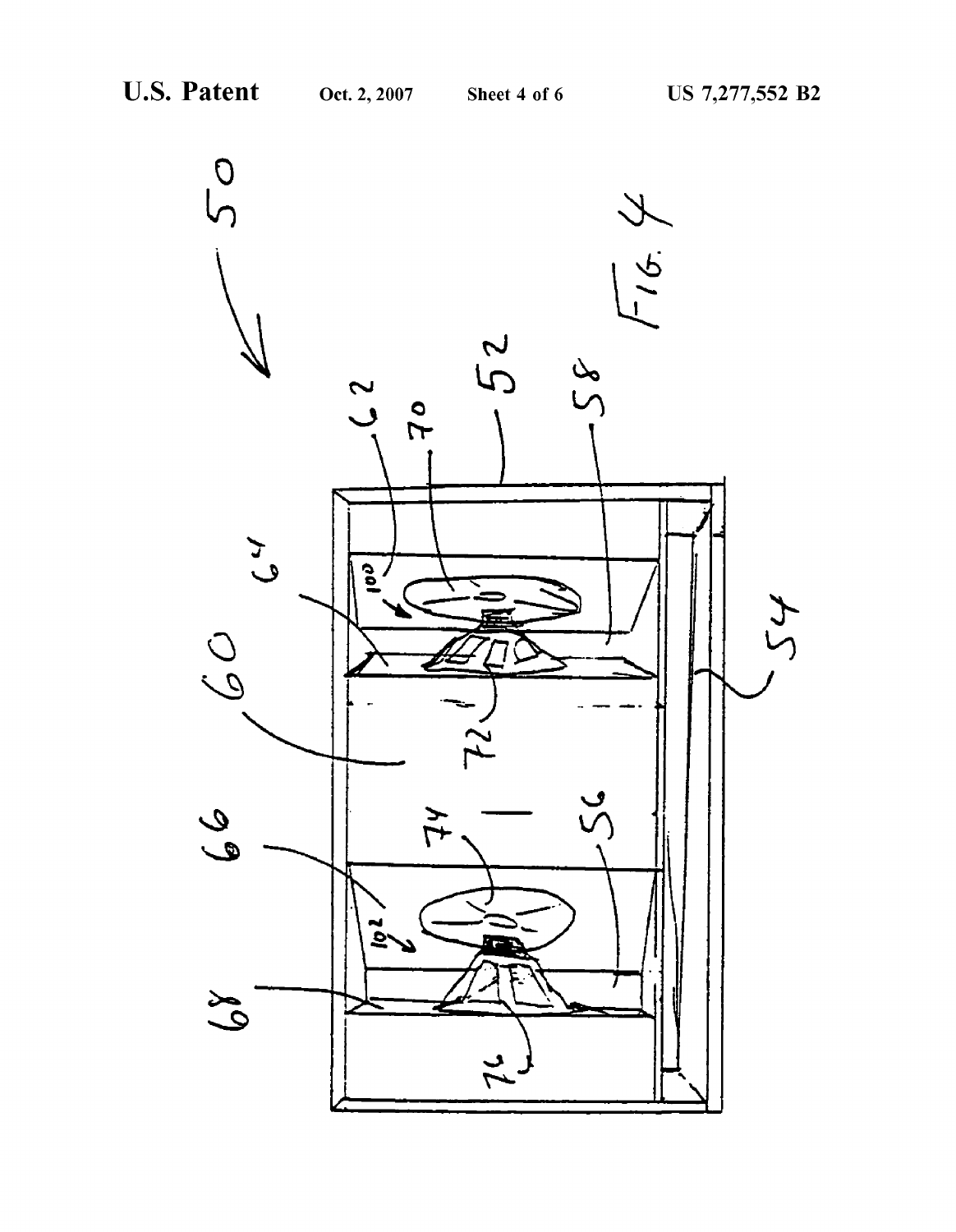FIG. 4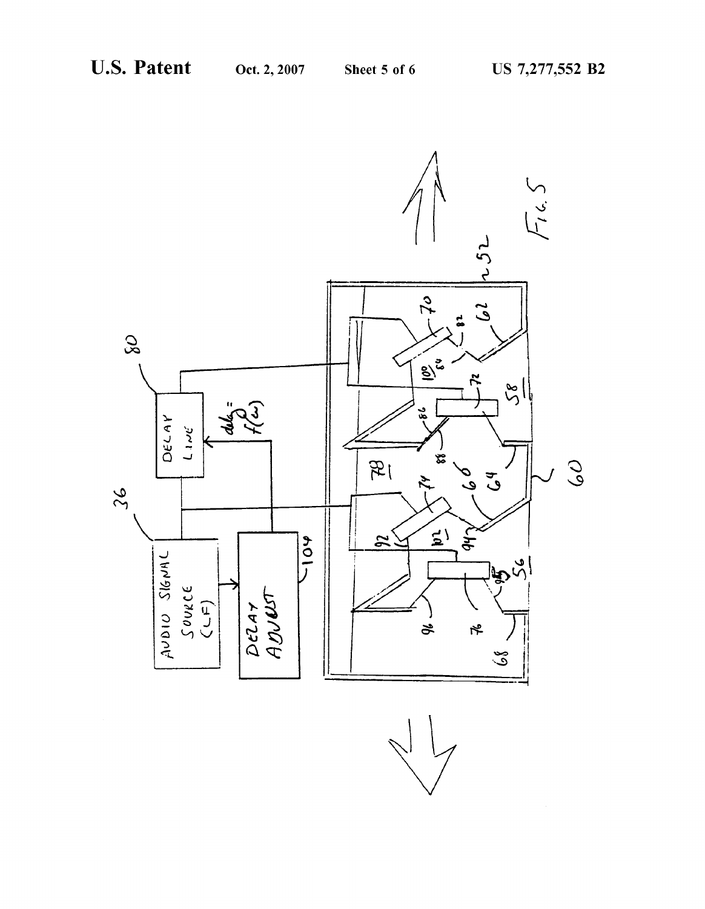Fig. 5

AUDIO SIGNAL SOURCE (LF)

DELAY LINE

DELAY ADJUST

delay = f(ω)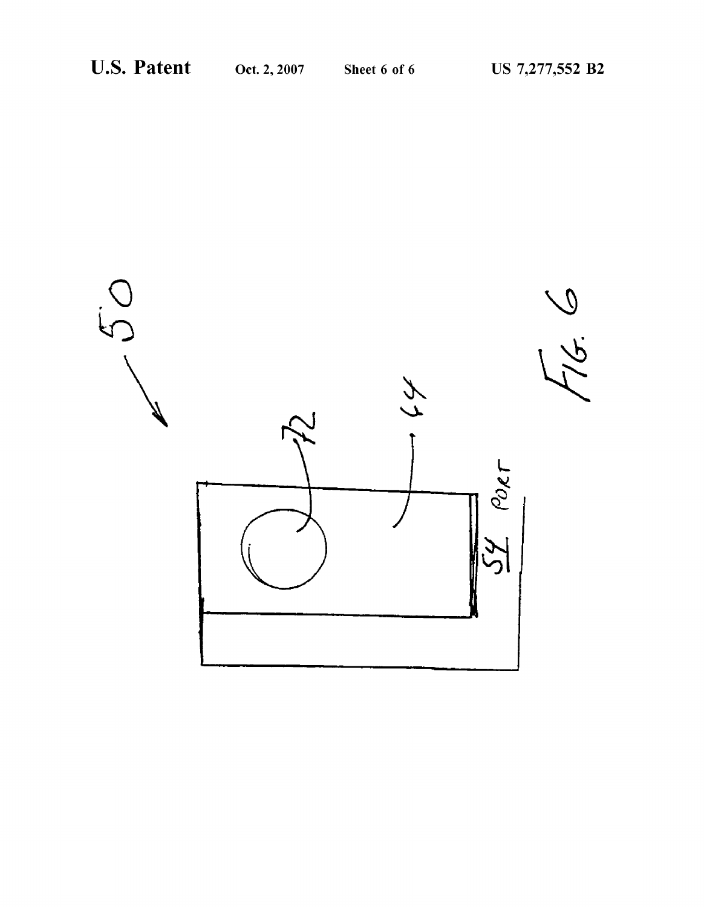50

72

44

54 PORT

FIG. 6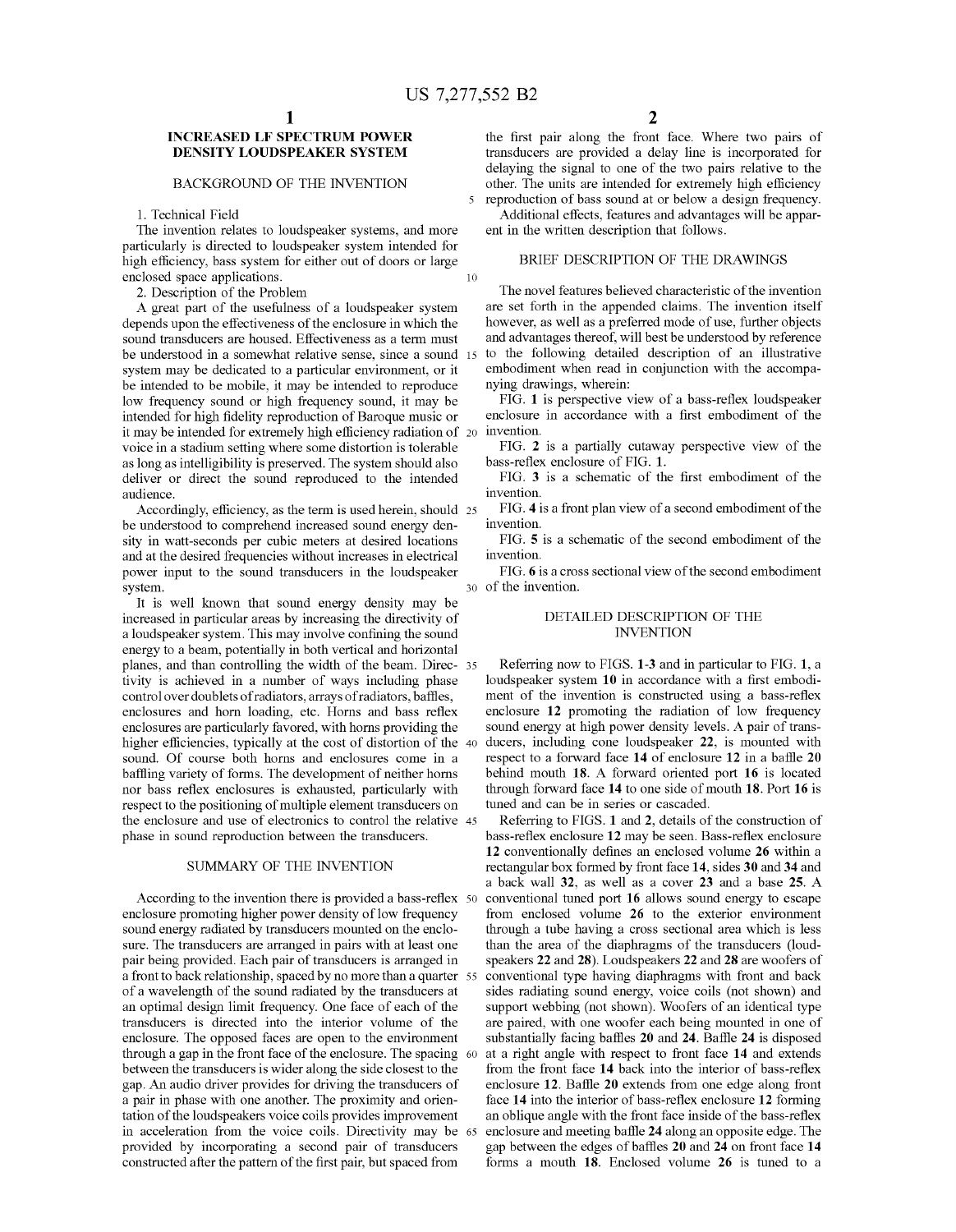# INCREASED LF SPECTRUM POWER DENSITY LOUDSPEAKER SYSTEM

## BACKGROUND OF THE INVENTION

1. Technical Field

The invention relates to loudspeaker systems, and more particularly is directed to loudspeaker system intended for high efficiency, bass system for either out of doors or large enclosed space applications.

2. Description of the Problem

A great part of the usefulness of a loudspeaker system depends upon the effectiveness of the enclosure in which the sound transducers are housed. Effectiveness as a term must be understood in a somewhat relative sense, since a sound system may be dedicated to a particular environment, or it be intended to be mobile, it may be intended to reproduce low frequency sound or high frequency sound, it may be intended for high fidelity reproduction of Baroque music or it may be intended for extremely high efficiency radiation of voice in a stadium setting where some distortion is tolerable as long as intelligibility is preserved. The system should also deliver or direct the sound reproduced to the intended audience.

Accordingly, efficiency, as the term is used herein, should be understood to comprehend increased sound energy density in watt-seconds per cubic meters at desired locations and at the desired frequencies without increases in electrical power input to the sound transducers in the loudspeaker system.

It is well known that sound energy density may be increased in particular areas by increasing the directivity of a loudspeaker system. This may involve confining the sound energy to a beam, potentially in both vertical and horizontal planes, and than controlling the width of the beam. Directivity is achieved in a number of ways including phase control over doublets of radiators, arrays of radiators, baffles, enclosures and horn loading, etc. Horns and bass reflex enclosures are particularly favored, with horns providing the higher efficiencies, typically at the cost of distortion of the sound. Of course both horns and enclosures come in a baffling variety of forms. The development of neither horns nor bass reflex enclosures is exhausted, particularly with respect to the positioning of multiple element transducers on the enclosure and use of electronics to control the relative phase in sound reproduction between the transducers.

## SUMMARY OF THE INVENTION

According to the invention there is provided a bass-reflex enclosure promoting higher power density of low frequency sound energy radiated by transducers mounted on the enclosure. The transducers are arranged in pairs with at least one pair being provided. Each pair of transducers is arranged in a front to back relationship, spaced by no more than a quarter of a wavelength of the sound radiated by the transducers at an optimal design limit frequency. One face of each of the transducers is directed into the interior volume of the enclosure. The opposed faces are open to the environment through a gap in the front face of the enclosure. The spacing between the transducers is wider along the side closest to the gap. An audio driver provides for driving the transducers of a pair in phase with one another. The proximity and orientation of the loudspeakers voice coils provides improvement in acceleration from the voice coils. Directivity may be provided by incorporating a second pair of transducers constructed after the pattern of the first pair, but spaced from the first pair along the front face. Where two pairs of transducers are provided a delay line is incorporated for delaying the signal to one of the two pairs relative to the other. The units are intended for extremely high efficiency reproduction of bass sound at or below a design frequency.

Additional effects, features and advantages will be apparent in the written description that follows.

## BRIEF DESCRIPTION OF THE DRAWINGS

The novel features believed characteristic of the invention are set forth in the appended claims. The invention itself however, as well as a preferred mode of use, further objects and advantages thereof, will best be understood by reference to the following detailed description of an illustrative embodiment when read in conjunction with the accompanying drawings, wherein:

FIG. **1** is perspective view of a bass-reflex loudspeaker enclosure in accordance with a first embodiment of the invention.

FIG. **2** is a partially cutaway perspective view of the bass-reflex enclosure of FIG. **1**.

FIG. **3** is a schematic of the first embodiment of the invention.

FIG. **4** is a front plan view of a second embodiment of the invention.

FIG. **5** is a schematic of the second embodiment of the invention.

FIG. **6** is a cross sectional view of the second embodiment of the invention.

## DETAILED DESCRIPTION OF THE INVENTION

Referring now to FIGS. **1-3** and in particular to FIG. **1**, a loudspeaker system **10** in accordance with a first embodiment of the invention is constructed using a bass-reflex enclosure **12** promoting the radiation of low frequency sound energy at high power density levels. A pair of transducers, including cone loudspeaker **22**, is mounted with respect to a forward face **14** of enclosure **12** in a baffle **20** behind mouth **18**. A forward oriented port **16** is located through forward face **14** to one side of mouth **18**. Port **16** is tuned and can be in series or cascaded.

Referring to FIGS. **1** and **2**, details of the construction of bass-reflex enclosure **12** may be seen. Bass-reflex enclosure **12** conventionally defines an enclosed volume **26** within a rectangular box formed by front face **14**, sides **30** and **34** and a back wall **32**, as well as a cover **23** and a base **25**. A conventional tuned port **16** allows sound energy to escape from enclosed volume **26** to the exterior environment through a tube having a cross sectional area which is less than the area of the diaphragms of the transducers (loudspeakers **22** and **28**). Loudspeakers **22** and **28** are woofers of conventional type having diaphragms with front and back sides radiating sound energy, voice coils (not shown) and support webbing (not shown). Woofers of an identical type are paired, with one woofer each being mounted in one of substantially facing baffles **20** and **24**. Baffle **24** is disposed at a right angle with respect to front face **14** and extends from the front face **14** back into the interior of bass-reflex enclosure **12**. Baffle **20** extends from one edge along front face **14** into the interior of bass-reflex enclosure **12** forming an oblique angle with the front face inside of the bass-reflex enclosure and meeting baffle **24** along an opposite edge. The gap between the edges of baffles **20** and **24** on front face **14** forms a mouth **18**. Enclosed volume **26** is tuned to a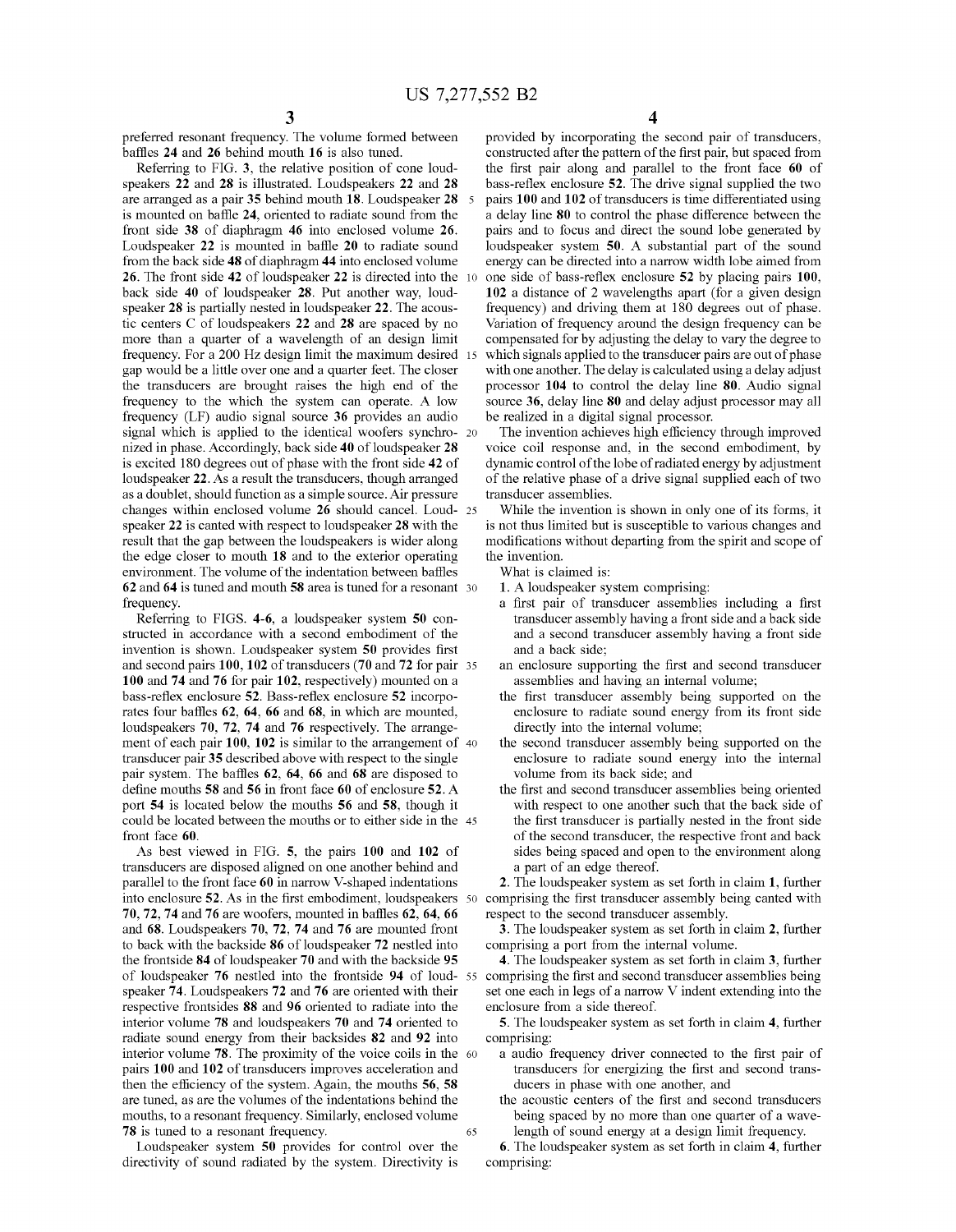preferred resonant frequency. The volume formed between baffles **24** and **26** behind mouth **16** is also tuned.

Referring to FIG. **3**, the relative position of cone loudspeakers **22** and **28** is illustrated. Loudspeakers **22** and **28** are arranged as a pair **35** behind mouth **18**. Loudspeaker **28** is mounted on baffle **24**, oriented to radiate sound from the front side **38** of diaphragm **46** into enclosed volume **26**. Loudspeaker **22** is mounted in baffle **20** to radiate sound from the back side **48** of diaphragm **44** into enclosed volume **26**. The front side **42** of loudspeaker **22** is directed into the back side **40** of loudspeaker **28**. Put another way, loudspeaker **28** is partially nested in loudspeaker **22**. The acoustic centers C of loudspeakers **22** and **28** are spaced by no more than a quarter of a wavelength of an design limit frequency. For a 200 Hz design limit the maximum desired gap would be a little over one and a quarter feet. The closer the transducers are brought raises the high end of the frequency to the which the system can operate. A low frequency (LF) audio signal source **36** provides an audio signal which is applied to the identical woofers synchronized in phase. Accordingly, back side **40** of loudspeaker **28** is excited 180 degrees out of phase with the front side **42** of loudspeaker **22**. As a result the transducers, though arranged as a doublet, should function as a simple source. Air pressure changes within enclosed volume **26** should cancel. Loudspeaker **22** is canted with respect to loudspeaker **28** with the result that the gap between the loudspeakers is wider along the edge closer to mouth **18** and to the exterior operating environment. The volume of the indentation between baffles **62** and **64** is tuned and mouth **58** area is tuned for a resonant frequency.

Referring to FIGS. **4-6**, a loudspeaker system **50** constructed in accordance with a second embodiment of the invention is shown. Loudspeaker system **50** provides first and second pairs **100**, **102** of transducers (**70** and **72** for pair **100** and **74** and **76** for pair **102**, respectively) mounted on a bass-reflex enclosure **52**. Bass-reflex enclosure **52** incorporates four baffles **62**, **64**, **66** and **68**, in which are mounted, loudspeakers **70**, **72**, **74** and **76** respectively. The arrangement of each pair **100**, **102** is similar to the arrangement of transducer pair **35** described above with respect to the single pair system. The baffles **62**, **64**, **66** and **68** are disposed to define mouths **58** and **56** in front face **60** of enclosure **52**. A port **54** is located below the mouths **56** and **58**, though it could be located between the mouths or to either side in the front face **60**.

As best viewed in FIG. **5**, the pairs **100** and **102** of transducers are disposed aligned on one another behind and parallel to the front face **60** in narrow V-shaped indentations into enclosure **52**. As in the first embodiment, loudspeakers **70**, **72**, **74** and **76** are woofers, mounted in baffles **62**, **64**, **66** and **68**. Loudspeakers **70**, **72**, **74** and **76** are mounted front to back with the backside **86** of loudspeaker **72** nestled into the frontside **84** of loudspeaker **70** and with the backside **95** of loudspeaker **76** nestled into the frontside **94** of loudspeaker **74**. Loudspeakers **72** and **76** are oriented with their respective frontsides **88** and **96** oriented to radiate into the interior volume **78** and loudspeakers **70** and **74** oriented to radiate sound energy from their backsides **82** and **92** into interior volume **78**. The proximity of the voice coils in the pairs **100** and **102** of transducers improves acceleration and then the efficiency of the system. Again, the mouths **56**, **58** are tuned, as are the volumes of the indentations behind the mouths, to a resonant frequency. Similarly, enclosed volume **78** is tuned to a resonant frequency.

Loudspeaker system **50** provides for control over the directivity of sound radiated by the system. Directivity is provided by incorporating the second pair of transducers, constructed after the pattern of the first pair, but spaced from the first pair along and parallel to the front face **60** of bass-reflex enclosure **52**. The drive signal supplied the two pairs **100** and **102** of transducers is time differentiated using a delay line **80** to control the phase difference between the pairs and to focus and direct the sound lobe generated by loudspeaker system **50**. A substantial part of the sound energy can be directed into a narrow width lobe aimed from one side of bass-reflex enclosure **52** by placing pairs **100**, **102** a distance of 2 wavelengths apart (for a given design frequency) and driving them at 180 degrees out of phase. Variation of frequency around the design frequency can be compensated for by adjusting the delay to vary the degree to which signals applied to the transducer pairs are out of phase with one another. The delay is calculated using a delay adjust processor **104** to control the delay line **80**. Audio signal source **36**, delay line **80** and delay adjust processor may all be realized in a digital signal processor.

The invention achieves high efficiency through improved voice coil response and, in the second embodiment, by dynamic control of the lobe of radiated energy by adjustment of the relative phase of a drive signal supplied each of two transducer assemblies.

While the invention is shown in only one of its forms, it is not thus limited but is susceptible to various changes and modifications without departing from the spirit and scope of the invention.

What is claimed is:

**1**. A loudspeaker system comprising:

a first pair of transducer assemblies including a first transducer assembly having a front side and a back side and a second transducer assembly having a front side and a back side;

an enclosure supporting the first and second transducer assemblies and having an internal volume;

the first transducer assembly being supported on the enclosure to radiate sound energy from its front side directly into the internal volume;

the second transducer assembly being supported on the enclosure to radiate sound energy into the internal volume from its back side; and

the first and second transducer assemblies being oriented with respect to one another such that the back side of the first transducer is partially nested in the front side of the second transducer, the respective front and back sides being spaced and open to the environment along a part of an edge thereof.

**2**. The loudspeaker system as set forth in claim **1**, further comprising the first transducer assembly being canted with respect to the second transducer assembly.

**3**. The loudspeaker system as set forth in claim **2**, further comprising a port from the internal volume.

**4**. The loudspeaker system as set forth in claim **3**, further comprising the first and second transducer assemblies being set one each in legs of a narrow V indent extending into the enclosure from a side thereof.

**5**. The loudspeaker system as set forth in claim **4**, further comprising:

a audio frequency driver connected to the first pair of transducers for energizing the first and second transducers in phase with one another, and

the acoustic centers of the first and second transducers being spaced by no more than one quarter of a wavelength of sound energy at a design limit frequency.

**6**. The loudspeaker system as set forth in claim **4**, further comprising: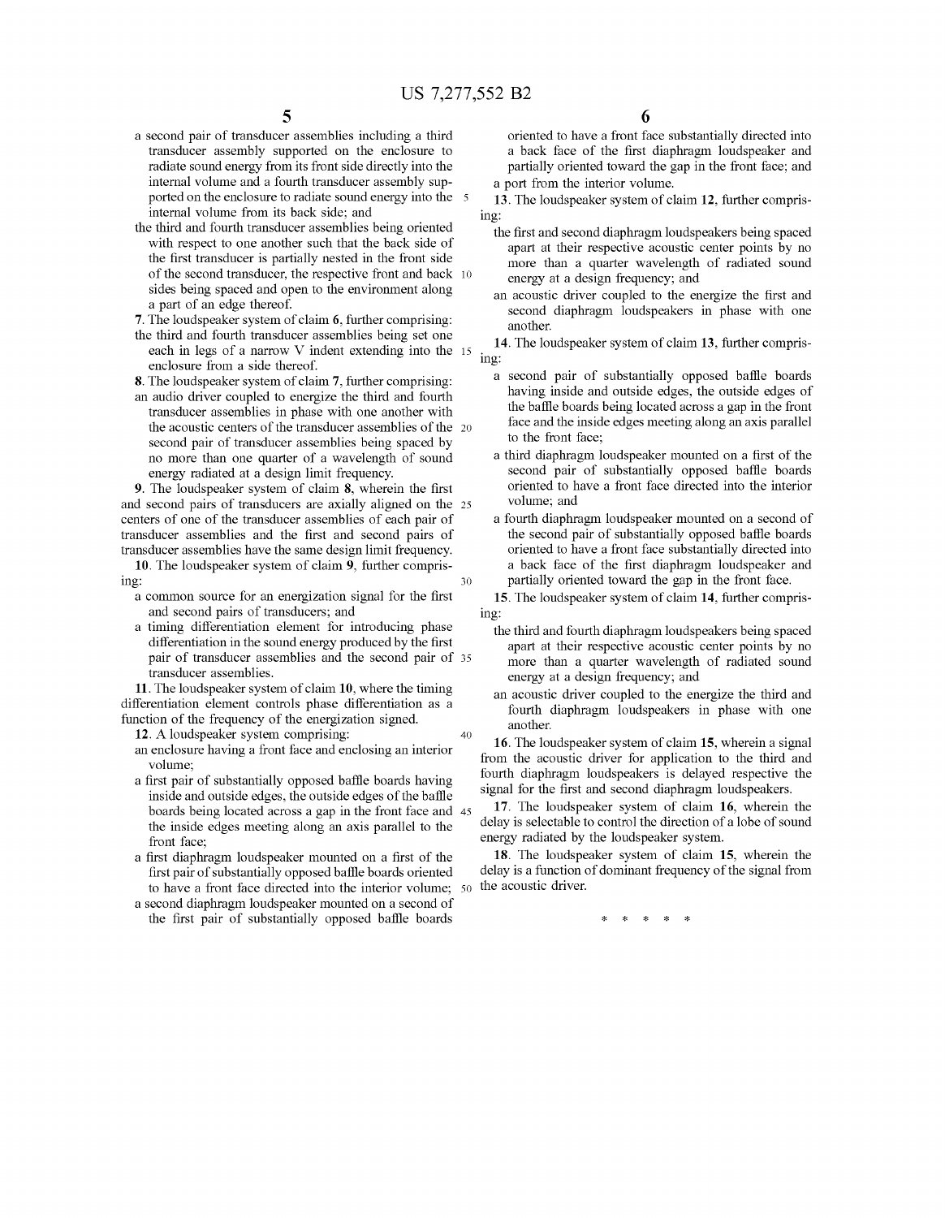a second pair of transducer assemblies including a third transducer assembly supported on the enclosure to radiate sound energy from its front side directly into the internal volume and a fourth transducer assembly supported on the enclosure to radiate sound energy into the internal volume from its back side; and

the third and fourth transducer assemblies being oriented with respect to one another such that the back side of the first transducer is partially nested in the front side of the second transducer, the respective front and back sides being spaced and open to the environment along a part of an edge thereof.

**7**. The loudspeaker system of claim **6**, further comprising: the third and fourth transducer assemblies being set one each in legs of a narrow V indent extending into the enclosure from a side thereof.

**8**. The loudspeaker system of claim **7**, further comprising: an audio driver coupled to energize the third and fourth transducer assemblies in phase with one another with the acoustic centers of the transducer assemblies of the second pair of transducer assemblies being spaced by no more than one quarter of a wavelength of sound energy radiated at a design limit frequency.

**9**. The loudspeaker system of claim **8**, wherein the first and second pairs of transducers are axially aligned on the centers of one of the transducer assemblies of each pair of transducer assemblies and the first and second pairs of transducer assemblies have the same design limit frequency.

**10**. The loudspeaker system of claim **9**, further comprising:

a common source for an energization signal for the first and second pairs of transducers; and

a timing differentiation element for introducing phase differentiation in the sound energy produced by the first pair of transducer assemblies and the second pair of transducer assemblies.

**11**. The loudspeaker system of claim **10**, where the timing differentiation element controls phase differentiation as a function of the frequency of the energization signed.

**12**. A loudspeaker system comprising:

an enclosure having a front face and enclosing an interior volume;

a first pair of substantially opposed baffle boards having inside and outside edges, the outside edges of the baffle boards being located across a gap in the front face and the inside edges meeting along an axis parallel to the front face;

a first diaphragm loudspeaker mounted on a first of the first pair of substantially opposed baffle boards oriented to have a front face directed into the interior volume;

a second diaphragm loudspeaker mounted on a second of the first pair of substantially opposed baffle boards oriented to have a front face substantially directed into a back face of the first diaphragm loudspeaker and partially oriented toward the gap in the front face; and

a port from the interior volume.

**13**. The loudspeaker system of claim **12**, further comprising:

the first and second diaphragm loudspeakers being spaced apart at their respective acoustic center points by no more than a quarter wavelength of radiated sound energy at a design frequency; and

an acoustic driver coupled to the energize the first and second diaphragm loudspeakers in phase with one another.

**14**. The loudspeaker system of claim **13**, further comprising:

a second pair of substantially opposed baffle boards having inside and outside edges, the outside edges of the baffle boards being located across a gap in the front face and the inside edges meeting along an axis parallel to the front face;

a third diaphragm loudspeaker mounted on a first of the second pair of substantially opposed baffle boards oriented to have a front face directed into the interior volume; and

a fourth diaphragm loudspeaker mounted on a second of the second pair of substantially opposed baffle boards oriented to have a front face substantially directed into a back face of the first diaphragm loudspeaker and partially oriented toward the gap in the front face.

**15**. The loudspeaker system of claim **14**, further comprising:

the third and fourth diaphragm loudspeakers being spaced apart at their respective acoustic center points by no more than a quarter wavelength of radiated sound energy at a design frequency; and

an acoustic driver coupled to the energize the third and fourth diaphragm loudspeakers in phase with one another.

**16**. The loudspeaker system of claim **15**, wherein a signal from the acoustic driver for application to the third and fourth diaphragm loudspeakers is delayed respective the signal for the first and second diaphragm loudspeakers.

**17**. The loudspeaker system of claim **16**, wherein the delay is selectable to control the direction of a lobe of sound energy radiated by the loudspeaker system.

**18**. The loudspeaker system of claim **15**, wherein the delay is a function of dominant frequency of the signal from the acoustic driver.

* * * * *